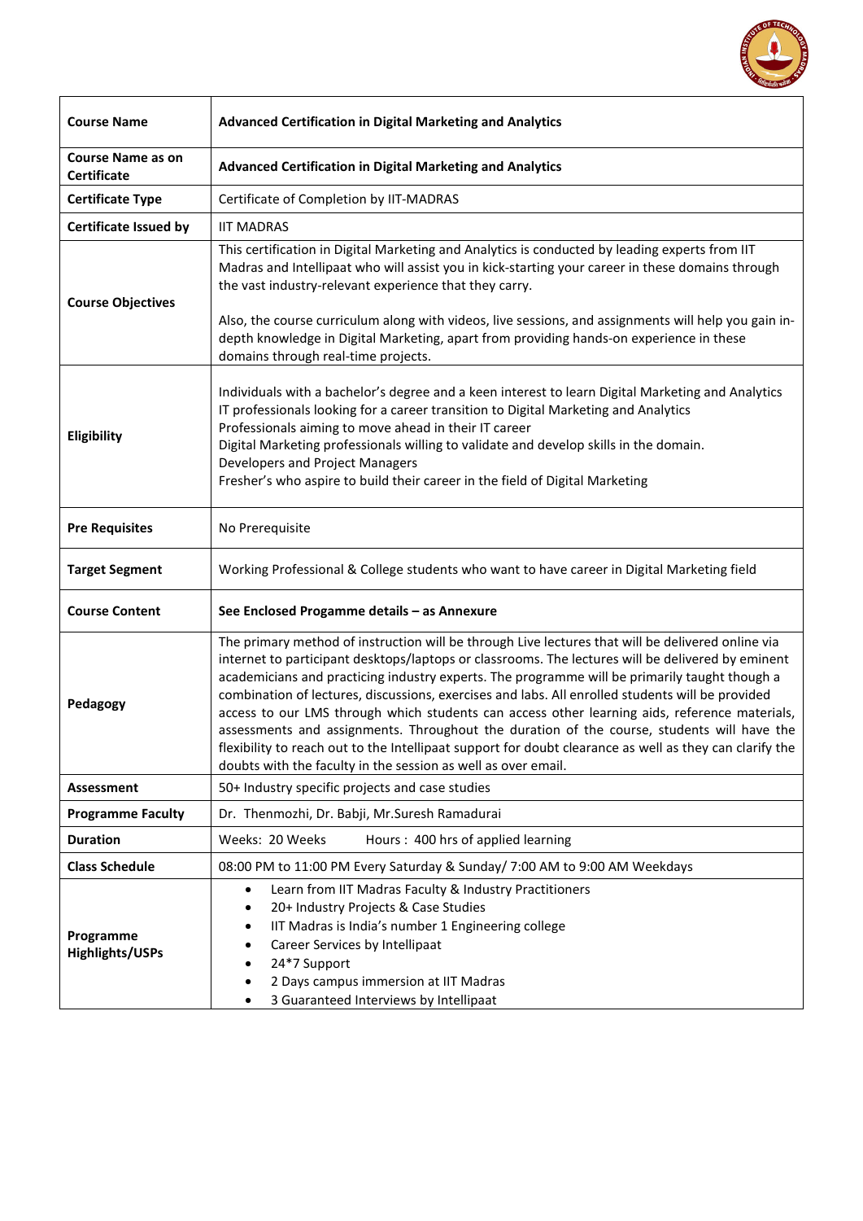| Course Name | **Advanced Certification in Digital Marketing and Analytics** |
|---|---|
| **Course Name as on Certificate** | **Advanced Certification in Digital Marketing and Analytics** |
| **Certificate Type** | Certificate of Completion by IIT-MADRAS |
| **Certificate Issued by** | IIT MADRAS |
| **Course Objectives** | This certification in Digital Marketing and Analytics is conducted by leading experts from IIT Madras and Intellipaat who will assist you in kick-starting your career in these domains through the vast industry-relevant experience that they carry.<br><br>Also, the course curriculum along with videos, live sessions, and assignments will help you gain in-depth knowledge in Digital Marketing, apart from providing hands-on experience in these domains through real-time projects. |
| **Eligibility** | Individuals with a bachelor's degree and a keen interest to learn Digital Marketing and Analytics<br>IT professionals looking for a career transition to Digital Marketing and Analytics<br>Professionals aiming to move ahead in their IT career<br>Digital Marketing professionals willing to validate and develop skills in the domain.<br>Developers and Project Managers<br>Fresher's who aspire to build their career in the field of Digital Marketing |
| **Pre Requisites** | No Prerequisite |
| **Target Segment** | Working Professional & College students who want to have career in Digital Marketing field |
| **Course Content** | **See Enclosed Progamme details – as Annexure** |
| **Pedagogy** | The primary method of instruction will be through Live lectures that will be delivered online via internet to participant desktops/laptops or classrooms. The lectures will be delivered by eminent academicians and practicing industry experts. The programme will be primarily taught though a combination of lectures, discussions, exercises and labs. All enrolled students will be provided access to our LMS through which students can access other learning aids, reference materials, assessments and assignments. Throughout the duration of the course, students will have the flexibility to reach out to the Intellipaat support for doubt clearance as well as they can clarify the doubts with the faculty in the session as well as over email. |
| **Assessment** | 50+ Industry specific projects and case studies |
| **Programme Faculty** | Dr. Thenmozhi, Dr. Babji, Mr.Suresh Ramadurai |
| **Duration** | Weeks: 20 Weeks &nbsp;&nbsp;&nbsp;&nbsp; Hours : 400 hrs of applied learning |
| **Class Schedule** | 08:00 PM to 11:00 PM Every Saturday & Sunday/ 7:00 AM to 9:00 AM Weekdays |
| **Programme Highlights/USPs** | • Learn from IIT Madras Faculty & Industry Practitioners<br>• 20+ Industry Projects & Case Studies<br>• IIT Madras is India's number 1 Engineering college<br>• Career Services by Intellipaat<br>• 24*7 Support<br>• 2 Days campus immersion at IIT Madras<br>• 3 Guaranteed Interviews by Intellipaat |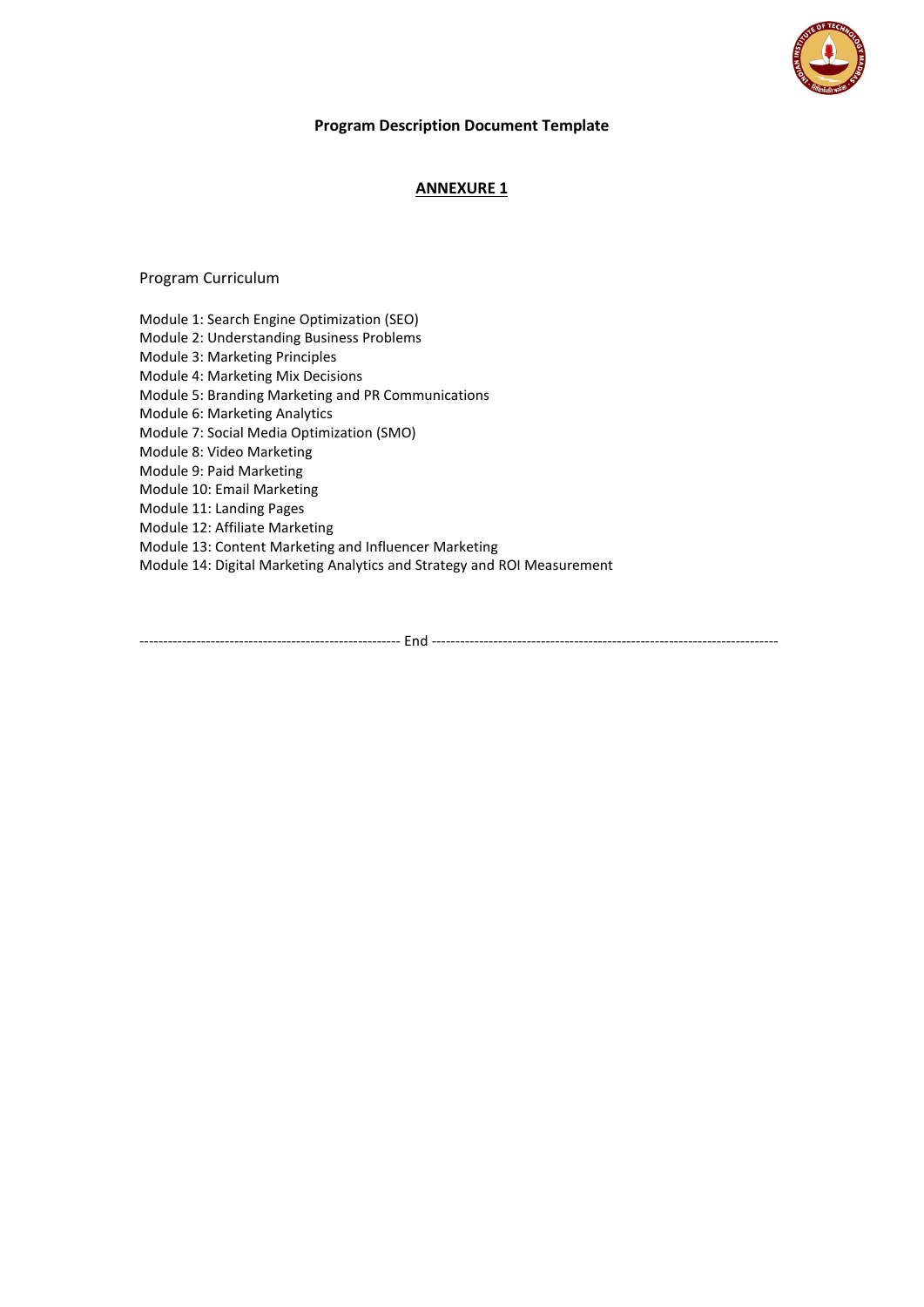**Program Description Document Template**

## ANNEXURE 1

Program Curriculum

Module 1: Search Engine Optimization (SEO)
Module 2: Understanding Business Problems
Module 3: Marketing Principles
Module 4: Marketing Mix Decisions
Module 5: Branding Marketing and PR Communications
Module 6: Marketing Analytics
Module 7: Social Media Optimization (SMO)
Module 8: Video Marketing
Module 9: Paid Marketing
Module 10: Email Marketing
Module 11: Landing Pages
Module 12: Affiliate Marketing
Module 13: Content Marketing and Influencer Marketing
Module 14: Digital Marketing Analytics and Strategy and ROI Measurement

-------------------------------------------------------- End --------------------------------------------------------------------------